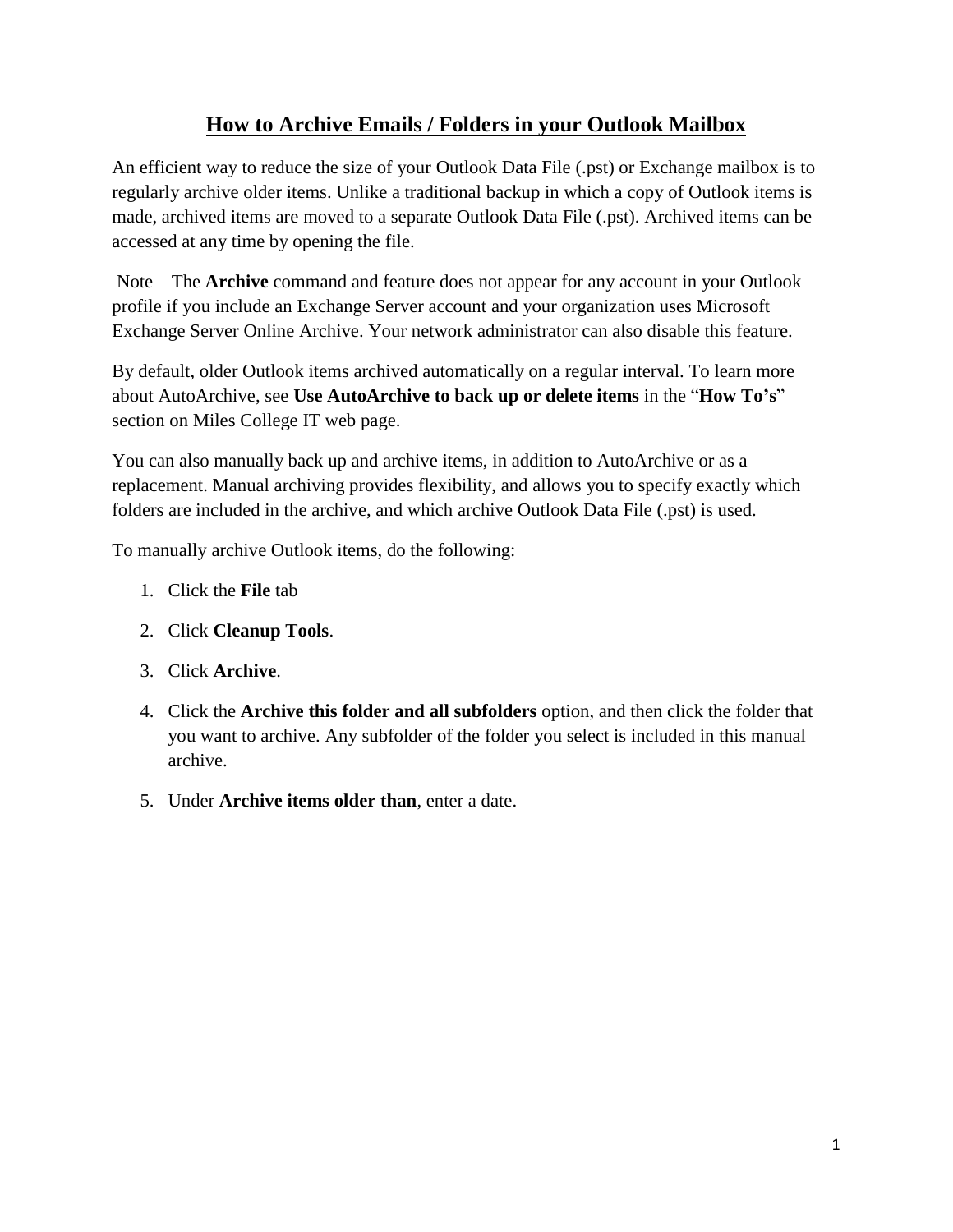# How to Archive Emails / Folders in your Outlook Mailbox

An efficient way to reduce the size of your Outlook Data File (.pst) or Exchange mailbox is to regularly archive older items. Unlike a traditional backup in which a copy of Outlook items is made, archived items are moved to a separate Outlook Data File (.pst). Archived items can be accessed at any time by opening the file.

Note The **Archive** command and feature does not appear for any account in your Outlook profile if you include an Exchange Server account and your organization uses Microsoft Exchange Server Online Archive. Your network administrator can also disable this feature.

By default, older Outlook items archived automatically on a regular interval. To learn more about AutoArchive, see **Use AutoArchive to back up or delete items** in the "**How To's**" section on Miles College IT web page.

You can also manually back up and archive items, in addition to AutoArchive or as a replacement. Manual archiving provides flexibility, and allows you to specify exactly which folders are included in the archive, and which archive Outlook Data File (.pst) is used.

To manually archive Outlook items, do the following:

1. Click the **File** tab
2. Click **Cleanup Tools**.
3. Click **Archive**.
4. Click the **Archive this folder and all subfolders** option, and then click the folder that you want to archive. Any subfolder of the folder you select is included in this manual archive.
5. Under **Archive items older than**, enter a date.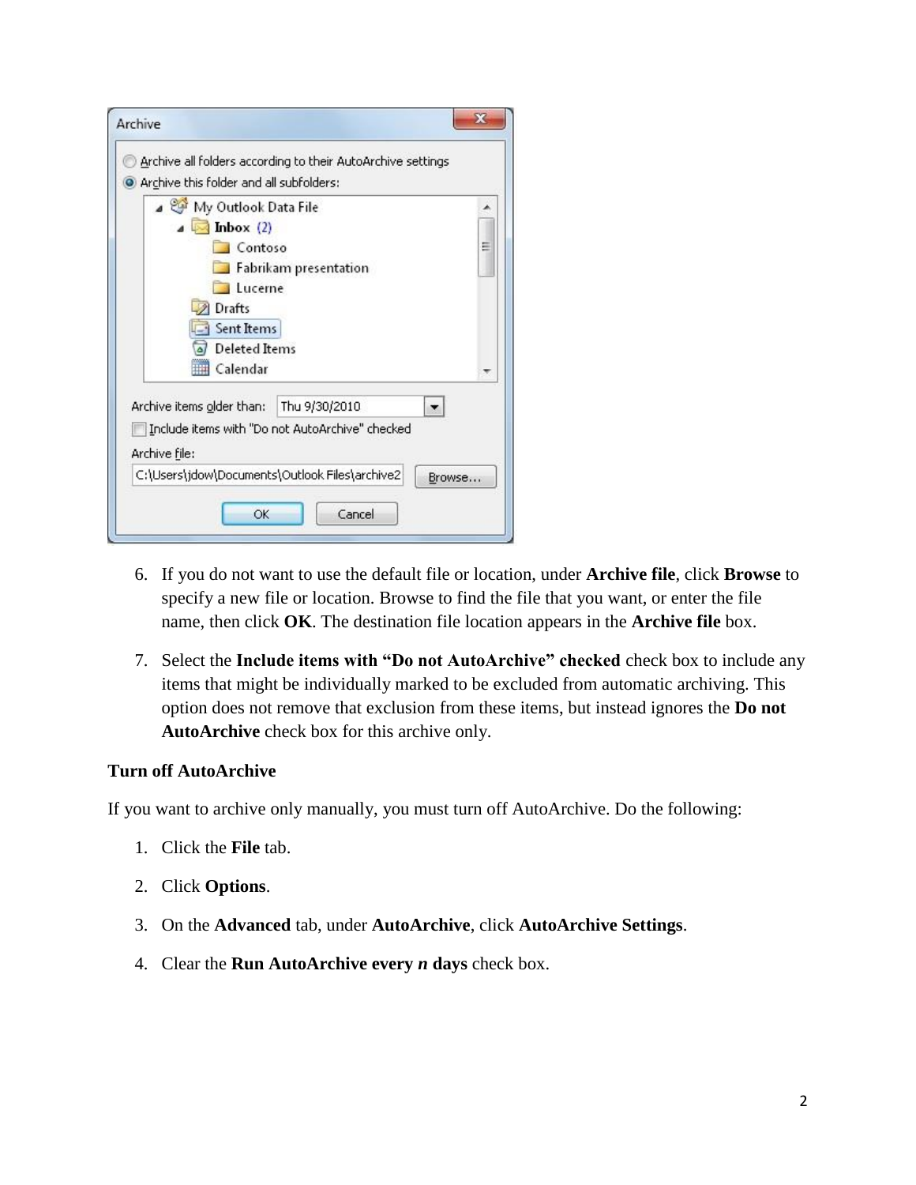6. If you do not want to use the default file or location, under **Archive file**, click **Browse** to specify a new file or location. Browse to find the file that you want, or enter the file name, then click **OK**. The destination file location appears in the **Archive file** box.

7. Select the **Include items with "Do not AutoArchive" checked** check box to include any items that might be individually marked to be excluded from automatic archiving. This option does not remove that exclusion from these items, but instead ignores the **Do not AutoArchive** check box for this archive only.

### Turn off AutoArchive

If you want to archive only manually, you must turn off AutoArchive. Do the following:

1. Click the **File** tab.
2. Click **Options**.
3. On the **Advanced** tab, under **AutoArchive**, click **AutoArchive Settings**.
4. Clear the **Run AutoArchive every *n* days** check box.